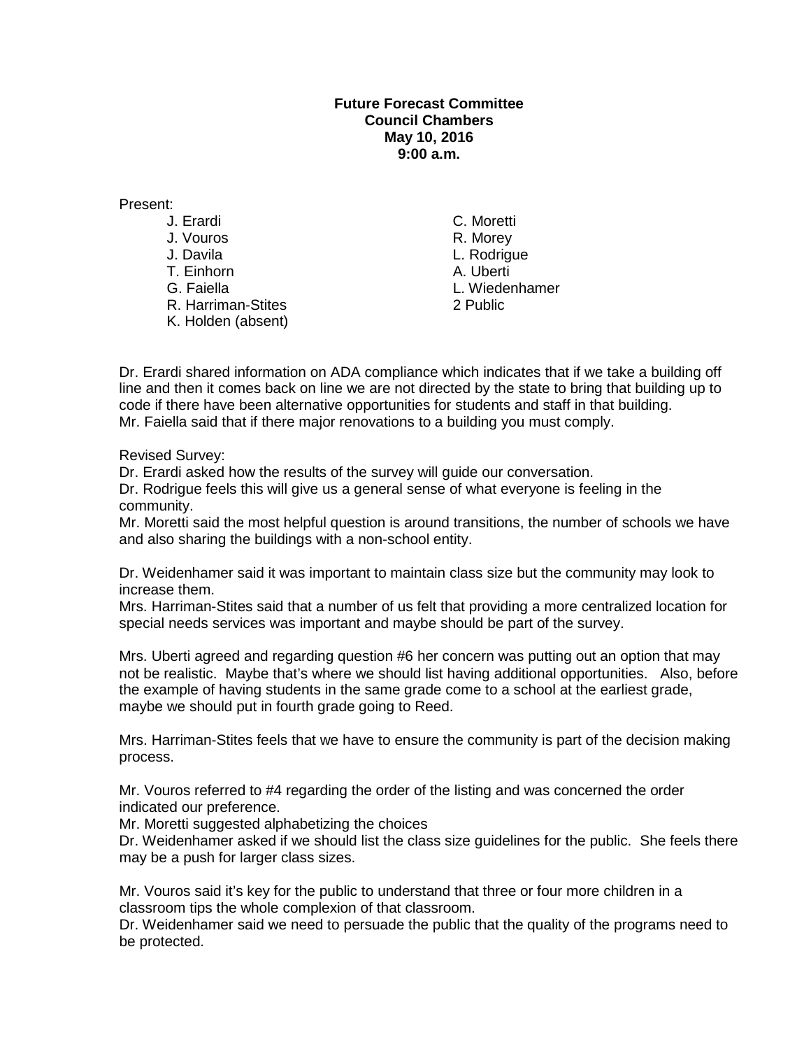**Future Forecast Committee**
**Council Chambers**
**May 10, 2016**
**9:00 a.m.**

Present:

- J. Erardi
- J. Vouros
- J. Davila
- T. Einhorn
- G. Faiella
- R. Harriman-Stites
- K. Holden (absent)
- C. Moretti
- R. Morey
- L. Rodrigue
- A. Uberti
- L. Wiedenhamer
- 2 Public

Dr. Erardi shared information on ADA compliance which indicates that if we take a building off line and then it comes back on line we are not directed by the state to bring that building up to code if there have been alternative opportunities for students and staff in that building.
Mr. Faiella said that if there major renovations to a building you must comply.

Revised Survey:
Dr. Erardi asked how the results of the survey will guide our conversation.
Dr. Rodrigue feels this will give us a general sense of what everyone is feeling in the community.
Mr. Moretti said the most helpful question is around transitions, the number of schools we have and also sharing the buildings with a non-school entity.

Dr. Weidenhamer said it was important to maintain class size but the community may look to increase them.
Mrs. Harriman-Stites said that a number of us felt that providing a more centralized location for special needs services was important and maybe should be part of the survey.

Mrs. Uberti agreed and regarding question #6 her concern was putting out an option that may not be realistic. Maybe that's where we should list having additional opportunities. Also, before the example of having students in the same grade come to a school at the earliest grade, maybe we should put in fourth grade going to Reed.

Mrs. Harriman-Stites feels that we have to ensure the community is part of the decision making process.

Mr. Vouros referred to #4 regarding the order of the listing and was concerned the order indicated our preference.
Mr. Moretti suggested alphabetizing the choices
Dr. Weidenhamer asked if we should list the class size guidelines for the public. She feels there may be a push for larger class sizes.

Mr. Vouros said it's key for the public to understand that three or four more children in a classroom tips the whole complexion of that classroom.
Dr. Weidenhamer said we need to persuade the public that the quality of the programs need to be protected.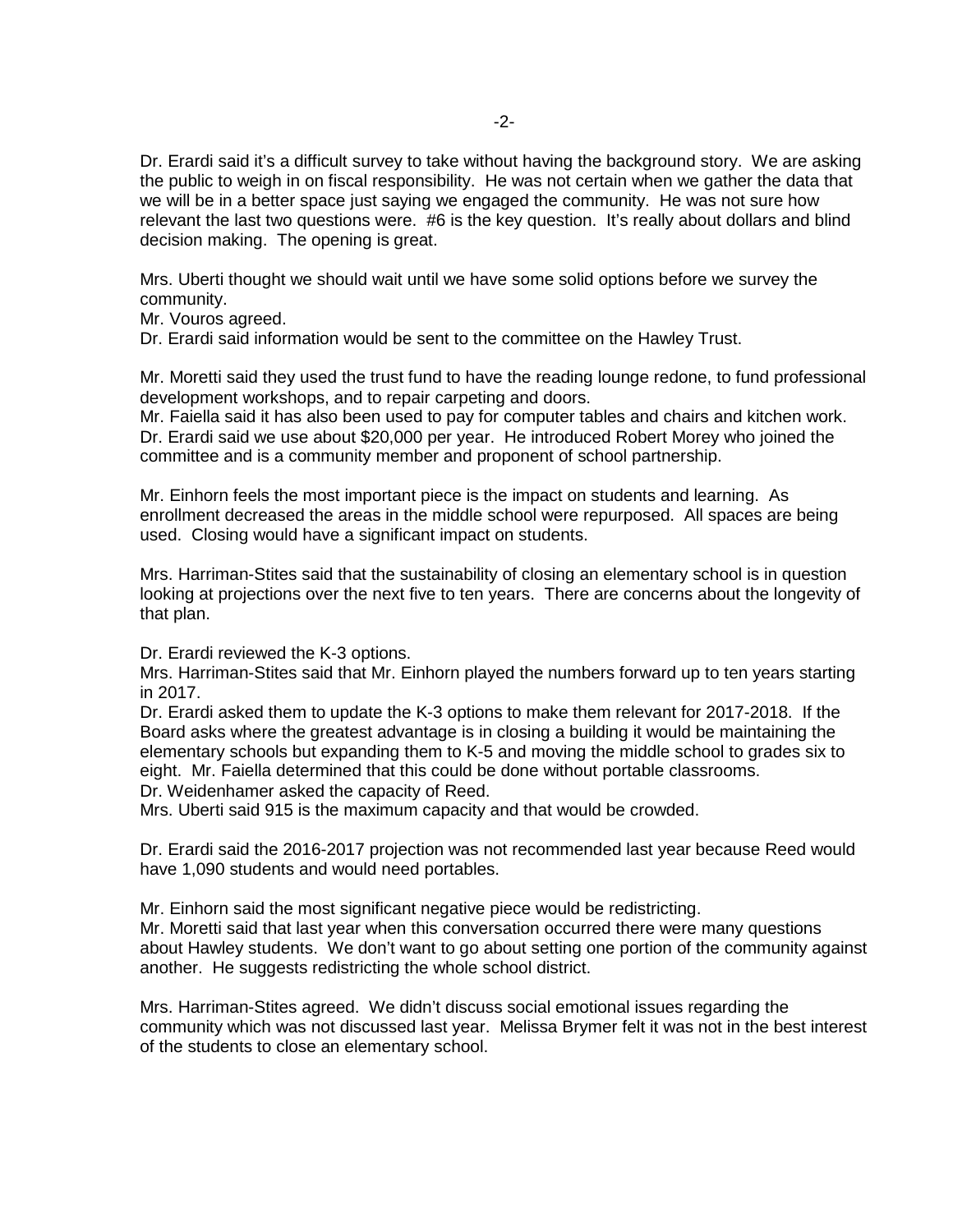Dr. Erardi said it's a difficult survey to take without having the background story. We are asking the public to weigh in on fiscal responsibility. He was not certain when we gather the data that we will be in a better space just saying we engaged the community. He was not sure how relevant the last two questions were. #6 is the key question. It's really about dollars and blind decision making. The opening is great.

Mrs. Uberti thought we should wait until we have some solid options before we survey the community.
Mr. Vouros agreed.
Dr. Erardi said information would be sent to the committee on the Hawley Trust.

Mr. Moretti said they used the trust fund to have the reading lounge redone, to fund professional development workshops, and to repair carpeting and doors.
Mr. Faiella said it has also been used to pay for computer tables and chairs and kitchen work.
Dr. Erardi said we use about $20,000 per year. He introduced Robert Morey who joined the committee and is a community member and proponent of school partnership.

Mr. Einhorn feels the most important piece is the impact on students and learning. As enrollment decreased the areas in the middle school were repurposed. All spaces are being used. Closing would have a significant impact on students.

Mrs. Harriman-Stites said that the sustainability of closing an elementary school is in question looking at projections over the next five to ten years. There are concerns about the longevity of that plan.

Dr. Erardi reviewed the K-3 options.
Mrs. Harriman-Stites said that Mr. Einhorn played the numbers forward up to ten years starting in 2017.
Dr. Erardi asked them to update the K-3 options to make them relevant for 2017-2018. If the Board asks where the greatest advantage is in closing a building it would be maintaining the elementary schools but expanding them to K-5 and moving the middle school to grades six to eight. Mr. Faiella determined that this could be done without portable classrooms.
Dr. Weidenhamer asked the capacity of Reed.
Mrs. Uberti said 915 is the maximum capacity and that would be crowded.

Dr. Erardi said the 2016-2017 projection was not recommended last year because Reed would have 1,090 students and would need portables.

Mr. Einhorn said the most significant negative piece would be redistricting.
Mr. Moretti said that last year when this conversation occurred there were many questions about Hawley students. We don't want to go about setting one portion of the community against another. He suggests redistricting the whole school district.

Mrs. Harriman-Stites agreed. We didn't discuss social emotional issues regarding the community which was not discussed last year. Melissa Brymer felt it was not in the best interest of the students to close an elementary school.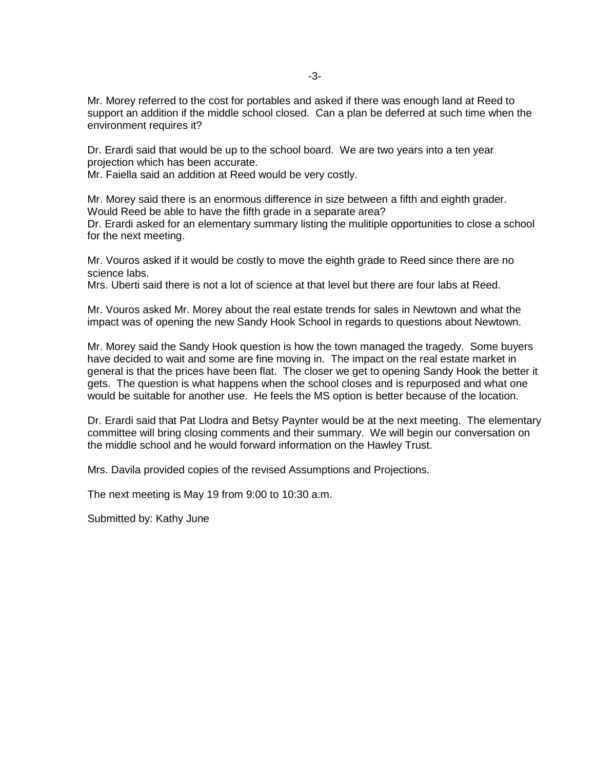Mr. Morey referred to the cost for portables and asked if there was enough land at Reed to support an addition if the middle school closed. Can a plan be deferred at such time when the environment requires it?

Dr. Erardi said that would be up to the school board. We are two years into a ten year projection which has been accurate.
Mr. Faiella said an addition at Reed would be very costly.

Mr. Morey said there is an enormous difference in size between a fifth and eighth grader. Would Reed be able to have the fifth grade in a separate area?
Dr. Erardi asked for an elementary summary listing the mulitiple opportunities to close a school for the next meeting.

Mr. Vouros asked if it would be costly to move the eighth grade to Reed since there are no science labs.
Mrs. Uberti said there is not a lot of science at that level but there are four labs at Reed.

Mr. Vouros asked Mr. Morey about the real estate trends for sales in Newtown and what the impact was of opening the new Sandy Hook School in regards to questions about Newtown.

Mr. Morey said the Sandy Hook question is how the town managed the tragedy. Some buyers have decided to wait and some are fine moving in. The impact on the real estate market in general is that the prices have been flat. The closer we get to opening Sandy Hook the better it gets. The question is what happens when the school closes and is repurposed and what one would be suitable for another use. He feels the MS option is better because of the location.

Dr. Erardi said that Pat Llodra and Betsy Paynter would be at the next meeting. The elementary committee will bring closing comments and their summary. We will begin our conversation on the middle school and he would forward information on the Hawley Trust.

Mrs. Davila provided copies of the revised Assumptions and Projections.

The next meeting is May 19 from 9:00 to 10:30 a.m.

Submitted by: Kathy June